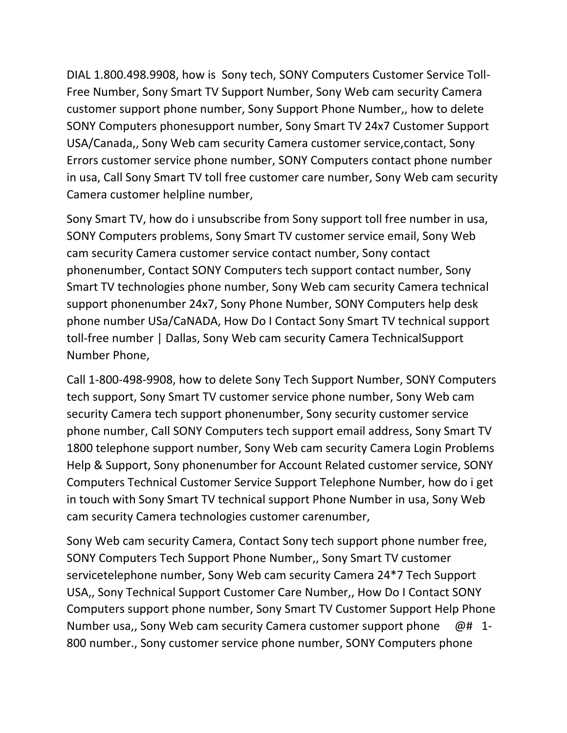DIAL 1.800.498.9908, how is  Sony tech, SONY Computers Customer Service Toll-Free Number, Sony Smart TV Support Number, Sony Web cam security Camera customer support phone number, Sony Support Phone Number,, how to delete SONY Computers phonesupport number, Sony Smart TV 24x7 Customer Support USA/Canada,, Sony Web cam security Camera customer service,contact, Sony Errors customer service phone number, SONY Computers contact phone number in usa, Call Sony Smart TV toll free customer care number, Sony Web cam security Camera customer helpline number,

Sony Smart TV, how do i unsubscribe from Sony support toll free number in usa, SONY Computers problems, Sony Smart TV customer service email, Sony Web cam security Camera customer service contact number, Sony contact phonenumber, Contact SONY Computers tech support contact number, Sony Smart TV technologies phone number, Sony Web cam security Camera technical support phonenumber 24x7, Sony Phone Number, SONY Computers help desk phone number USa/CaNADA, How Do I Contact Sony Smart TV technical support toll-free number | Dallas, Sony Web cam security Camera TechnicalSupport Number Phone,

Call 1-800-498-9908, how to delete Sony Tech Support Number, SONY Computers tech support, Sony Smart TV customer service phone number, Sony Web cam security Camera tech support phonenumber, Sony security customer service phone number, Call SONY Computers tech support email address, Sony Smart TV 1800 telephone support number, Sony Web cam security Camera Login Problems Help & Support, Sony phonenumber for Account Related customer service, SONY Computers Technical Customer Service Support Telephone Number, how do i get in touch with Sony Smart TV technical support Phone Number in usa, Sony Web cam security Camera technologies customer carenumber,

Sony Web cam security Camera, Contact Sony tech support phone number free, SONY Computers Tech Support Phone Number,, Sony Smart TV customer servicetelephone number, Sony Web cam security Camera 24*7 Tech Support USA,, Sony Technical Support Customer Care Number,, How Do I Contact SONY Computers support phone number, Sony Smart TV Customer Support Help Phone Number usa,, Sony Web cam security Camera customer support phone    @#   1-800 number., Sony customer service phone number, SONY Computers phone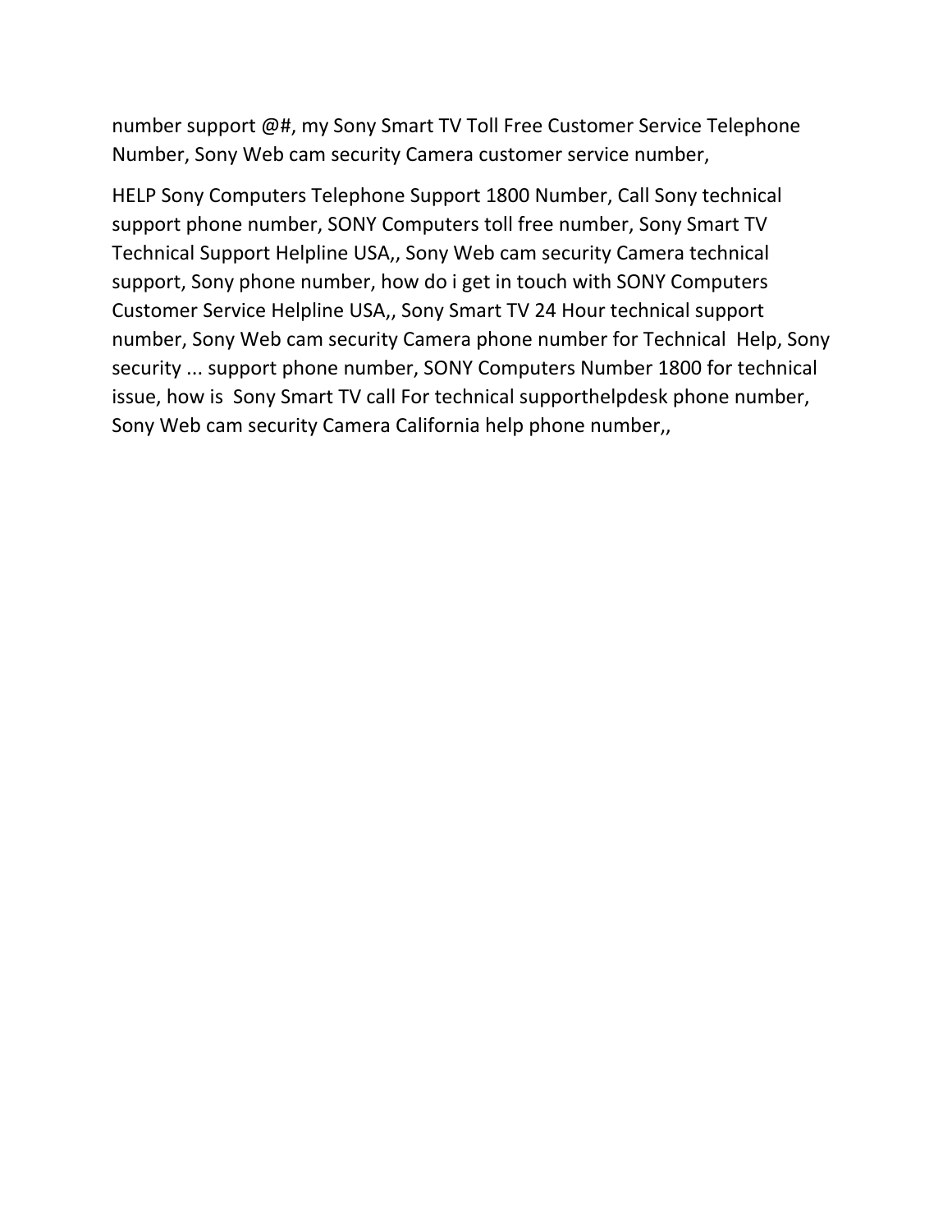number support @#, my Sony Smart TV Toll Free Customer Service Telephone Number, Sony Web cam security Camera customer service number,

HELP Sony Computers Telephone Support 1800 Number, Call Sony technical support phone number, SONY Computers toll free number, Sony Smart TV Technical Support Helpline USA,, Sony Web cam security Camera technical support, Sony phone number, how do i get in touch with SONY Computers Customer Service Helpline USA,, Sony Smart TV 24 Hour technical support number, Sony Web cam security Camera phone number for Technical Help, Sony security ... support phone number, SONY Computers Number 1800 for technical issue, how is Sony Smart TV call For technical supporthelpdesk phone number, Sony Web cam security Camera California help phone number,,